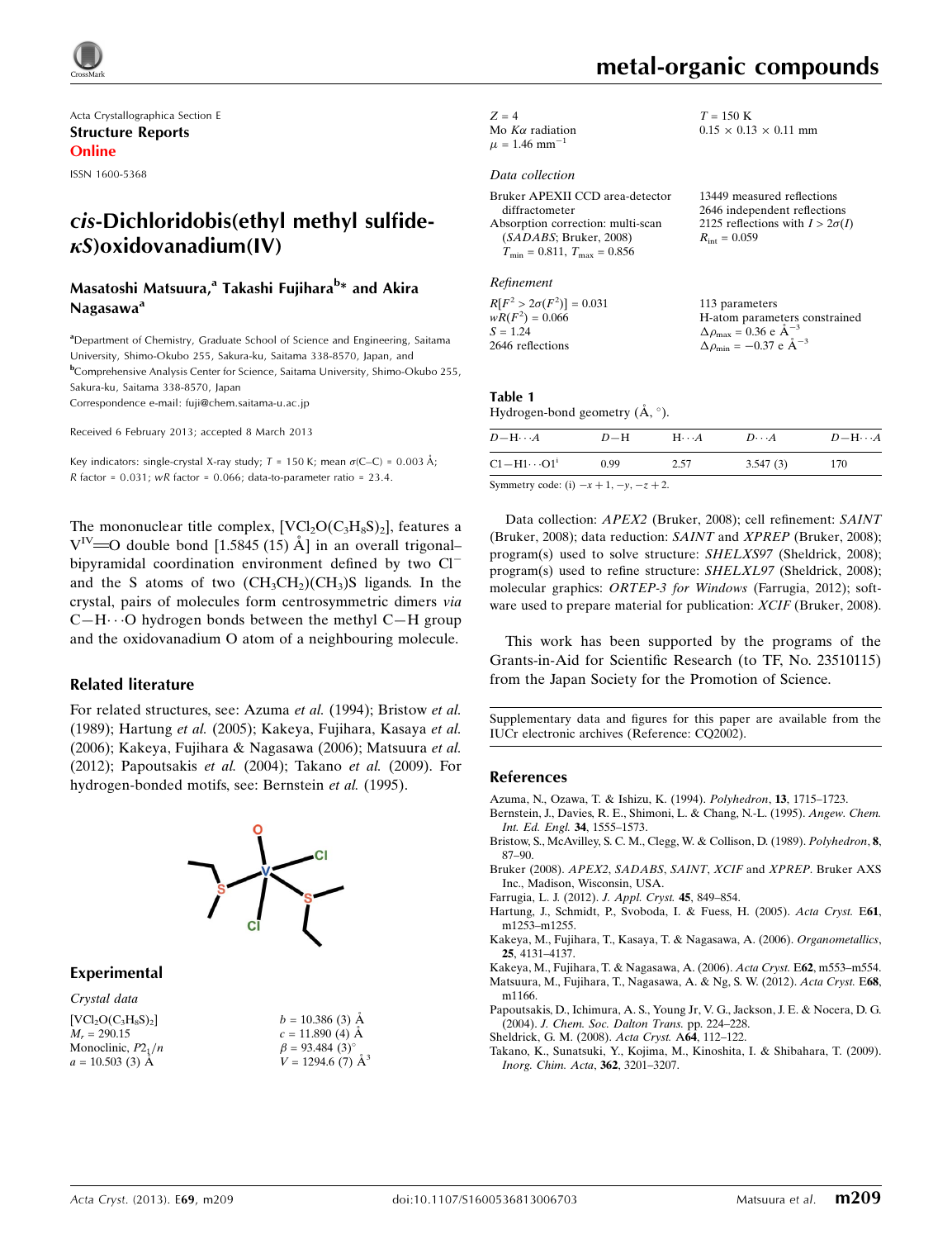Acta Crystallographica Section E
**Structure Reports Online**

ISSN 1600-5368

# *cis*-Dichloridobis(ethyl methyl sulfide-*κS*)oxidovanadium(IV)

**Masatoshi Matsuura,[a] Takashi Fujihara[b]* and Akira Nagasawa[a]**

[a]Department of Chemistry, Graduate School of Science and Engineering, Saitama University, Shimo-Okubo 255, Sakura-ku, Saitama 338-8570, Japan, and [b]Comprehensive Analysis Center for Science, Saitama University, Shimo-Okubo 255, Sakura-ku, Saitama 338-8570, Japan
Correspondence e-mail: fuji@chem.saitama-u.ac.jp

Received 6 February 2013; accepted 8 March 2013

Key indicators: single-crystal X-ray study; $T$ = 150 K; mean $\sigma$(C–C) = 0.003 Å; $R$ factor = 0.031; $wR$ factor = 0.066; data-to-parameter ratio = 23.4.

The mononuclear title complex, $[VCl_2O(C_3H_8S)_2]$, features a $V^{IV}$=O double bond [1.5845 (15) Å] in an overall trigonal–bipyramidal coordination environment defined by two $Cl^-$ and the S atoms of two $(CH_3CH_2)(CH_3)S$ ligands. In the crystal, pairs of molecules form centrosymmetric dimers *via* C—H⋯O hydrogen bonds between the methyl C—H group and the oxidovanadium O atom of a neighbouring molecule.

## Related literature

For related structures, see: Azuma *et al.* (1994); Bristow *et al.* (1989); Hartung *et al.* (2005); Kakeya, Fujihara, Kasaya *et al.* (2006); Kakeya, Fujihara & Nagasawa (2006); Matsuura *et al.* (2012); Papoutsakis *et al.* (2004); Takano *et al.* (2009). For hydrogen-bonded motifs, see: Bernstein *et al.* (1995).

## Experimental

### Crystal data

$[VCl_2O(C_3H_8S)_2]$
$M_r$ = 290.15
Monoclinic, $P2_1/n$
$a$ = 10.503 (3) Å
$b$ = 10.386 (3) Å
$c$ = 11.890 (4) Å
$\beta$ = 93.484 (3)°
$V$ = 1294.6 (7) Å$^3$
$Z$ = 4
Mo $K\alpha$ radiation
$\mu$ = 1.46 mm$^{-1}$
$T$ = 150 K
0.15 × 0.13 × 0.11 mm

### Data collection

Bruker APEXII CCD area-detector diffractometer
Absorption correction: multi-scan (*SADABS*; Bruker, 2008)
$T_{min}$ = 0.811, $T_{max}$ = 0.856
13449 measured reflections
2646 independent reflections
2125 reflections with $I > 2\sigma(I)$
$R_{int}$ = 0.059

### Refinement

$R[F^2 > 2\sigma(F^2)]$ = 0.031
$wR(F^2)$ = 0.066
$S$ = 1.24
2646 reflections
113 parameters
H-atom parameters constrained
$\Delta\rho_{max}$ = 0.36 e Å$^{-3}$
$\Delta\rho_{min}$ = −0.37 e Å$^{-3}$

**Table 1**
Hydrogen-bond geometry (Å, °).

| $D$—H⋯$A$ | $D$—H | H⋯$A$ | $D$⋯$A$ | $D$—H⋯$A$ |
|---|---|---|---|---|
| C1—H1⋯O1[i] | 0.99 | 2.57 | 3.547 (3) | 170 |

Symmetry code: (i) $-x+1, -y, -z+2$.

Data collection: *APEX2* (Bruker, 2008); cell refinement: *SAINT* (Bruker, 2008); data reduction: *SAINT* and *XPREP* (Bruker, 2008); program(s) used to solve structure: *SHELXS97* (Sheldrick, 2008); program(s) used to refine structure: *SHELXL97* (Sheldrick, 2008); molecular graphics: *ORTEP-3 for Windows* (Farrugia, 2012); software used to prepare material for publication: *XCIF* (Bruker, 2008).

This work has been supported by the programs of the Grants-in-Aid for Scientific Research (to TF, No. 23510115) from the Japan Society for the Promotion of Science.

Supplementary data and figures for this paper are available from the IUCr electronic archives (Reference: CQ2002).

## References

Azuma, N., Ozawa, T. & Ishizu, K. (1994). *Polyhedron*, **13**, 1715–1723.
Bernstein, J., Davies, R. E., Shimoni, L. & Chang, N.-L. (1995). *Angew. Chem. Int. Ed. Engl.* **34**, 1555–1573.
Bristow, S., McAvilley, S. C. M., Clegg, W. & Collison, D. (1989). *Polyhedron*, **8**, 87–90.
Bruker (2008). *APEX2*, *SADABS*, *SAINT*, *XCIF* and *XPREP*. Bruker AXS Inc., Madison, Wisconsin, USA.
Farrugia, L. J. (2012). *J. Appl. Cryst.* **45**, 849–854.
Hartung, J., Schmidt, P., Svoboda, I. & Fuess, H. (2005). *Acta Cryst.* E**61**, m1253–m1255.
Kakeya, M., Fujihara, T., Kasaya, T. & Nagasawa, A. (2006). *Organometallics*, **25**, 4131–4137.
Kakeya, M., Fujihara, T. & Nagasawa, A. (2006). *Acta Cryst.* E**62**, m553–m554.
Matsuura, M., Fujihara, T., Nagasawa, A. & Ng, S. W. (2012). *Acta Cryst.* E**68**, m1166.
Papoutsakis, D., Ichimura, A. S., Young Jr, V. G., Jackson, J. E. & Nocera, D. G. (2004). *J. Chem. Soc. Dalton Trans.* pp. 224–228.
Sheldrick, G. M. (2008). *Acta Cryst.* A**64**, 112–122.
Takano, K., Sunatsuki, Y., Kojima, M., Kinoshita, I. & Shibahara, T. (2009). *Inorg. Chim. Acta*, **362**, 3201–3207.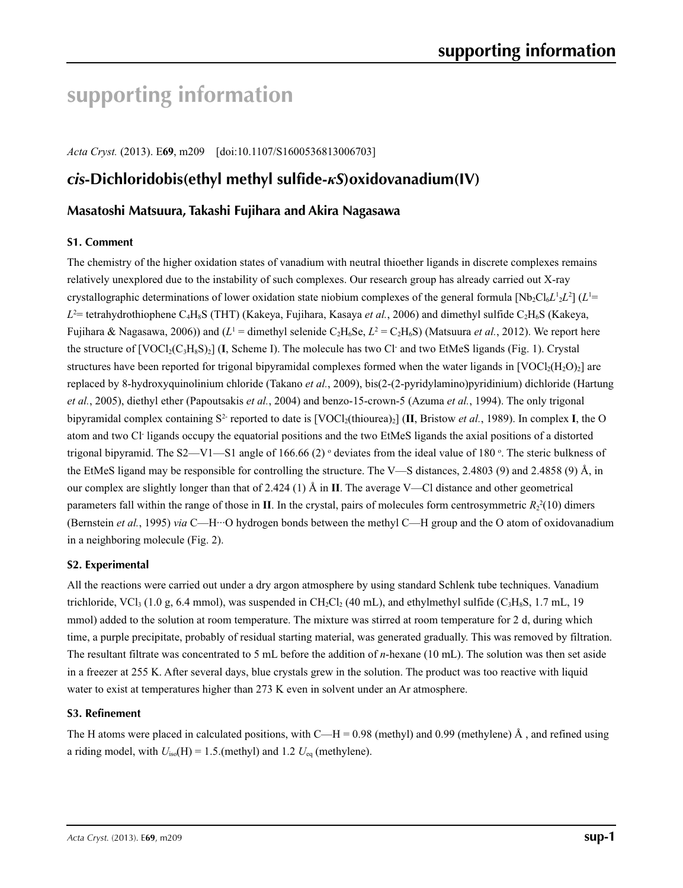# supporting information

*Acta Cryst.* (2013). E**69**, m209 [doi:10.1107/S1600536813006703]

## *cis*-Dichloridobis(ethyl methyl sulfide-*κS*)oxidovanadium(IV)

### Masatoshi Matsuura, Takashi Fujihara and Akira Nagasawa

#### S1. Comment

The chemistry of the higher oxidation states of vanadium with neutral thioether ligands in discrete complexes remains relatively unexplored due to the instability of such complexes. Our research group has already carried out X-ray crystallographic determinations of lower oxidation state niobium complexes of the general formula $[Nb_2Cl_6L^1{}_2L^2]$ ($L^1$= $L^2$= tetrahydrothiophene $C_4H_8S$ (THT) (Kakeya, Fujihara, Kasaya *et al.*, 2006) and dimethyl sulfide $C_2H_6S$ (Kakeya, Fujihara & Nagasawa, 2006)) and ($L^1$ = dimethyl selenide $C_2H_6Se$, $L^2$ = $C_2H_6S$) (Matsuura *et al.*, 2012). We report here the structure of $[VOCl_2(C_3H_8S)_2]$ (**I**, Scheme I). The molecule has two $Cl^-$ and two EtMeS ligands (Fig. 1). Crystal structures have been reported for trigonal bipyramidal complexes formed when the water ligands in $[VOCl_2(H_2O)_2]$ are replaced by 8-hydroxyquinolinium chloride (Takano *et al.*, 2009), bis(2-(2-pyridylamino)pyridinium) dichloride (Hartung *et al.*, 2005), diethyl ether (Papoutsakis *et al.*, 2004) and benzo-15-crown-5 (Azuma *et al.*, 1994). The only trigonal bipyramidal complex containing $S^{2-}$ reported to date is $[VOCl_2(thiourea)_2]$ (**II**, Bristow *et al.*, 1989). In complex **I**, the O atom and two $Cl^-$ ligands occupy the equatorial positions and the two EtMeS ligands the axial positions of a distorted trigonal bipyramid. The S2—V1—S1 angle of 166.66 (2) ° deviates from the ideal value of 180 °. The steric bulkness of the EtMeS ligand may be responsible for controlling the structure. The V—S distances, 2.4803 (9) and 2.4858 (9) Å, in our complex are slightly longer than that of 2.424 (1) Å in **II**. The average V—Cl distance and other geometrical parameters fall within the range of those in **II**. In the crystal, pairs of molecules form centrosymmetric $R_2^2(10)$ dimers (Bernstein *et al.*, 1995) *via* C—H···O hydrogen bonds between the methyl C—H group and the O atom of oxidovanadium in a neighboring molecule (Fig. 2).

#### S2. Experimental

All the reactions were carried out under a dry argon atmosphere by using standard Schlenk tube techniques. Vanadium trichloride, $VCl_3$ (1.0 g, 6.4 mmol), was suspended in $CH_2Cl_2$ (40 mL), and ethylmethyl sulfide ($C_3H_8S$, 1.7 mL, 19 mmol) added to the solution at room temperature. The mixture was stirred at room temperature for 2 d, during which time, a purple precipitate, probably of residual starting material, was generated gradually. This was removed by filtration. The resultant filtrate was concentrated to 5 mL before the addition of *n*-hexane (10 mL). The solution was then set aside in a freezer at 255 K. After several days, blue crystals grew in the solution. The product was too reactive with liquid water to exist at temperatures higher than 273 K even in solvent under an Ar atmosphere.

#### S3. Refinement

The H atoms were placed in calculated positions, with C—H = 0.98 (methyl) and 0.99 (methylene) Å , and refined using a riding model, with $U_{iso}$(H) = 1.5.(methyl) and 1.2 $U_{eq}$ (methylene).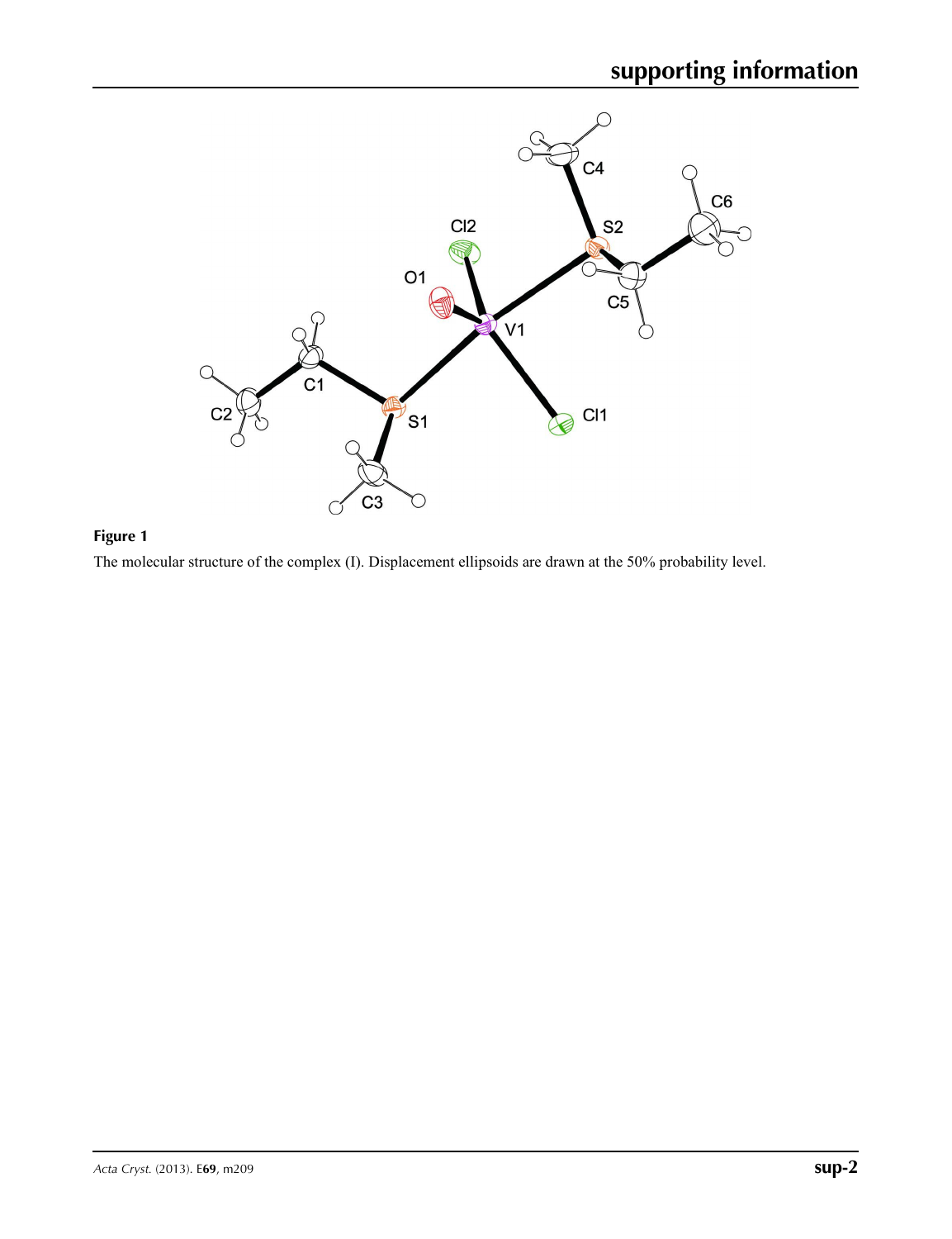**Figure 1**

The molecular structure of the complex (I). Displacement ellipsoids are drawn at the 50% probability level.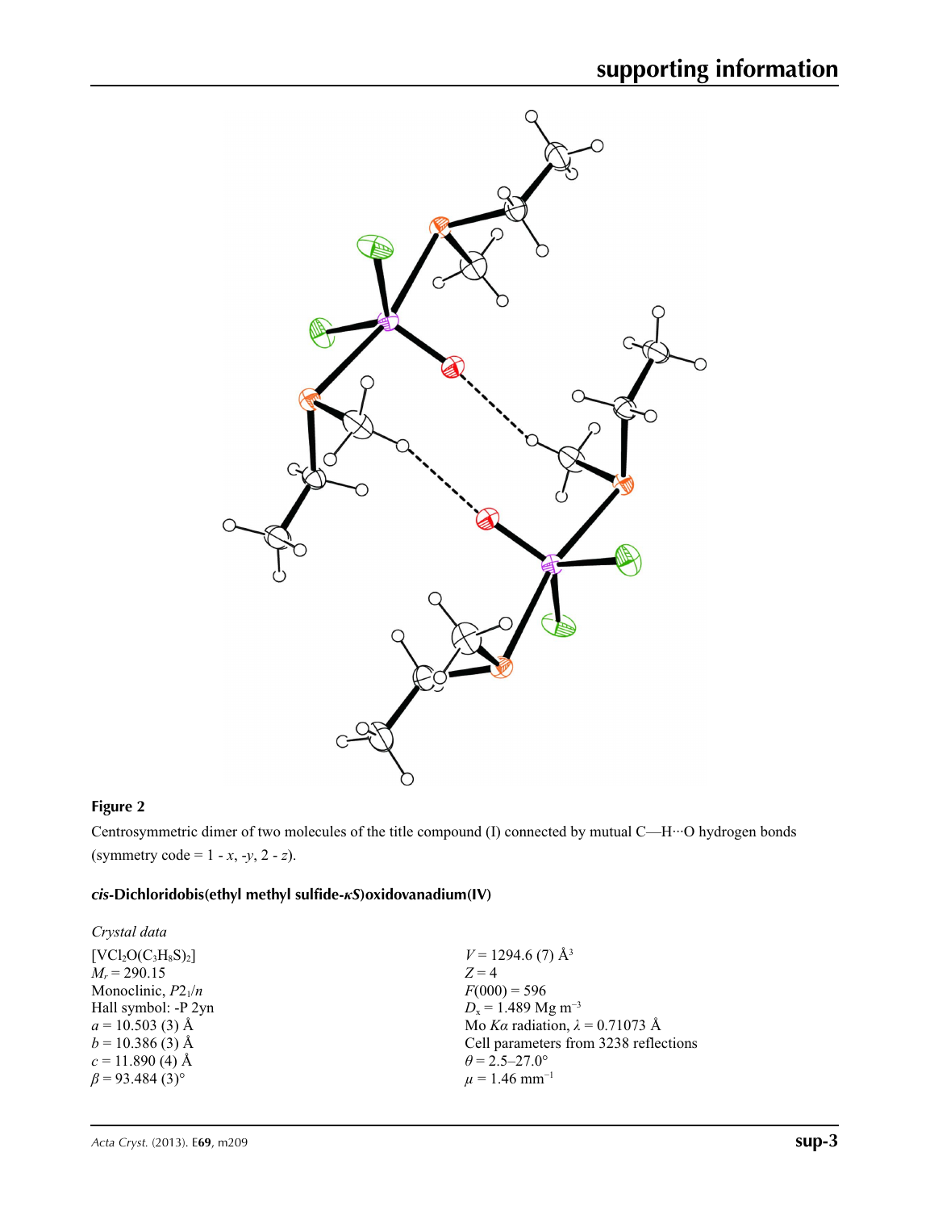**Figure 2**

Centrosymmetric dimer of two molecules of the title compound (I) connected by mutual C—H···O hydrogen bonds (symmetry code = 1 - *x*, -*y*, 2 - *z*).

### *cis*-Dichloridobis(ethyl methyl sulfide-*κS*)oxidovanadium(IV)

*Crystal data*

$[VCl_2O(C_3H_8S)_2]$
$M_r = 290.15$
Monoclinic, $P2_1/n$
Hall symbol: -P 2yn
$a = 10.503$ (3) Å
$b = 10.386$ (3) Å
$c = 11.890$ (4) Å
$\beta = 93.484$ (3)°
$V = 1294.6$ (7) Å$^3$
$Z = 4$
$F(000) = 596$
$D_x = 1.489$ Mg m$^{-3}$
Mo $K\alpha$ radiation, $\lambda = 0.71073$ Å
Cell parameters from 3238 reflections
$\theta = 2.5$–$27.0$°
$\mu = 1.46$ mm$^{-1}$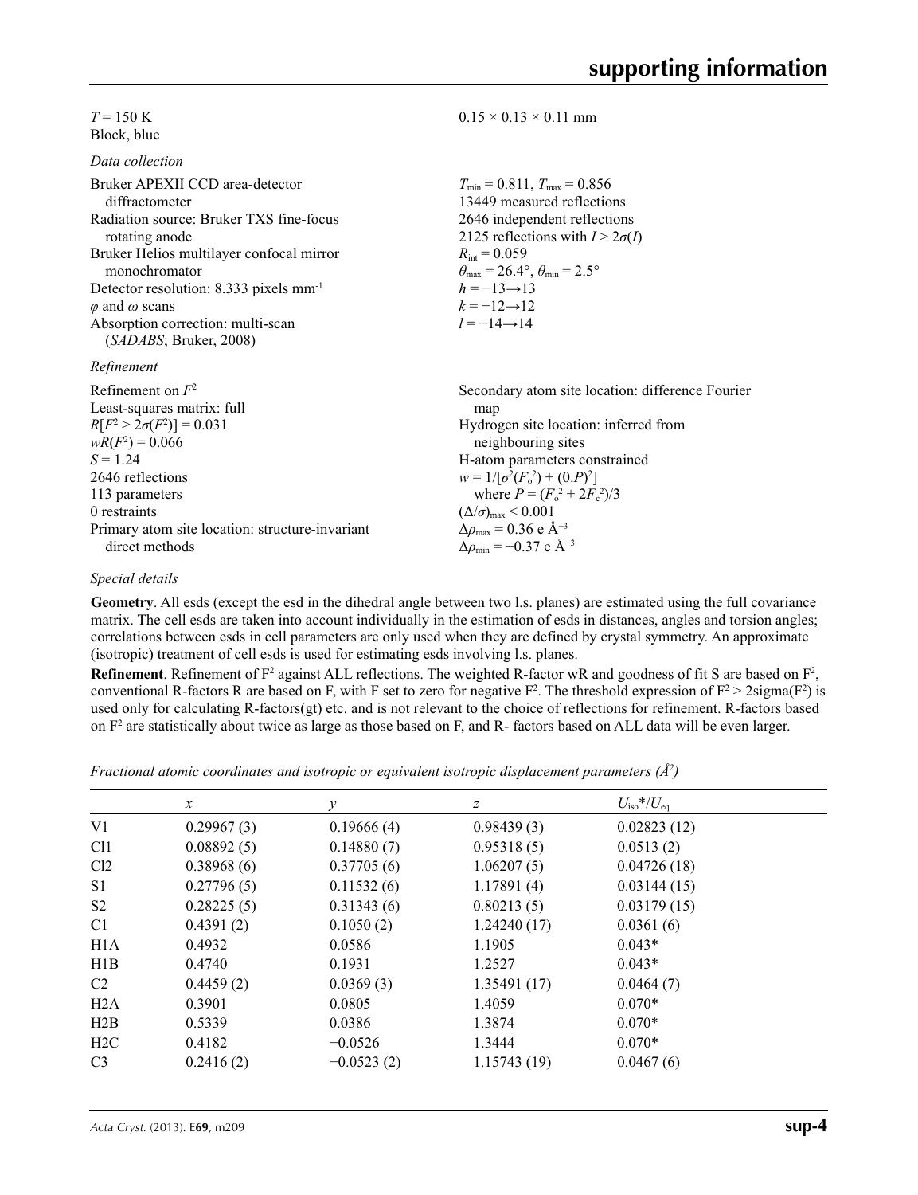$T = 150$ K
Block, blue

$0.15 \times 0.13 \times 0.11$ mm

*Data collection*

Bruker APEXII CCD area-detector diffractometer
Radiation source: Bruker TXS fine-focus rotating anode
Bruker Helios multilayer confocal mirror monochromator
Detector resolution: 8.333 pixels mm$^{-1}$
$\varphi$ and $\omega$ scans
Absorption correction: multi-scan (*SADABS*; Bruker, 2008)

$T_{\min} = 0.811$, $T_{\max} = 0.856$
13449 measured reflections
2646 independent reflections
2125 reflections with $I > 2\sigma(I)$
$R_{\text{int}} = 0.059$
$\theta_{\max} = 26.4°$, $\theta_{\min} = 2.5°$
$h = -13 \rightarrow 13$
$k = -12 \rightarrow 12$
$l = -14 \rightarrow 14$

*Refinement*

Refinement on $F^2$
Least-squares matrix: full
$R[F^2 > 2\sigma(F^2)] = 0.031$
$wR(F^2) = 0.066$
$S = 1.24$
2646 reflections
113 parameters
0 restraints
Primary atom site location: structure-invariant direct methods

Secondary atom site location: difference Fourier map
Hydrogen site location: inferred from neighbouring sites
H-atom parameters constrained
$w = 1/[\sigma^2(F_o^2) + (0.P)^2]$
where $P = (F_o^2 + 2F_c^2)/3$
$(\Delta/\sigma)_{\max} < 0.001$
$\Delta\rho_{\max} = 0.36$ e Å$^{-3}$
$\Delta\rho_{\min} = -0.37$ e Å$^{-3}$

*Special details*

**Geometry**. All esds (except the esd in the dihedral angle between two l.s. planes) are estimated using the full covariance matrix. The cell esds are taken into account individually in the estimation of esds in distances, angles and torsion angles; correlations between esds in cell parameters are only used when they are defined by crystal symmetry. An approximate (isotropic) treatment of cell esds is used for estimating esds involving l.s. planes.

**Refinement**. Refinement of $F^2$ against ALL reflections. The weighted R-factor wR and goodness of fit S are based on $F^2$, conventional R-factors R are based on F, with F set to zero for negative $F^2$. The threshold expression of $F^2 > 2\text{sigma}(F^2)$ is used only for calculating R-factors(gt) etc. and is not relevant to the choice of reflections for refinement. R-factors based on $F^2$ are statistically about twice as large as those based on F, and R- factors based on ALL data will be even larger.

*Fractional atomic coordinates and isotropic or equivalent isotropic displacement parameters (Å$^2$)*

| | $x$ | $y$ | $z$ | $U_{\text{iso}}$*/$U_{\text{eq}}$ |
|---|---|---|---|---|
| V1 | 0.29967 (3) | 0.19666 (4) | 0.98439 (3) | 0.02823 (12) |
| Cl1 | 0.08892 (5) | 0.14880 (7) | 0.95318 (5) | 0.0513 (2) |
| Cl2 | 0.38968 (6) | 0.37705 (6) | 1.06207 (5) | 0.04726 (18) |
| S1 | 0.27796 (5) | 0.11532 (6) | 1.17891 (4) | 0.03144 (15) |
| S2 | 0.28225 (5) | 0.31343 (6) | 0.80213 (5) | 0.03179 (15) |
| C1 | 0.4391 (2) | 0.1050 (2) | 1.24240 (17) | 0.0361 (6) |
| H1A | 0.4932 | 0.0586 | 1.1905 | 0.043* |
| H1B | 0.4740 | 0.1931 | 1.2527 | 0.043* |
| C2 | 0.4459 (2) | 0.0369 (3) | 1.35491 (17) | 0.0464 (7) |
| H2A | 0.3901 | 0.0805 | 1.4059 | 0.070* |
| H2B | 0.5339 | 0.0386 | 1.3874 | 0.070* |
| H2C | 0.4182 | −0.0526 | 1.3444 | 0.070* |
| C3 | 0.2416 (2) | −0.0523 (2) | 1.15743 (19) | 0.0467 (6) |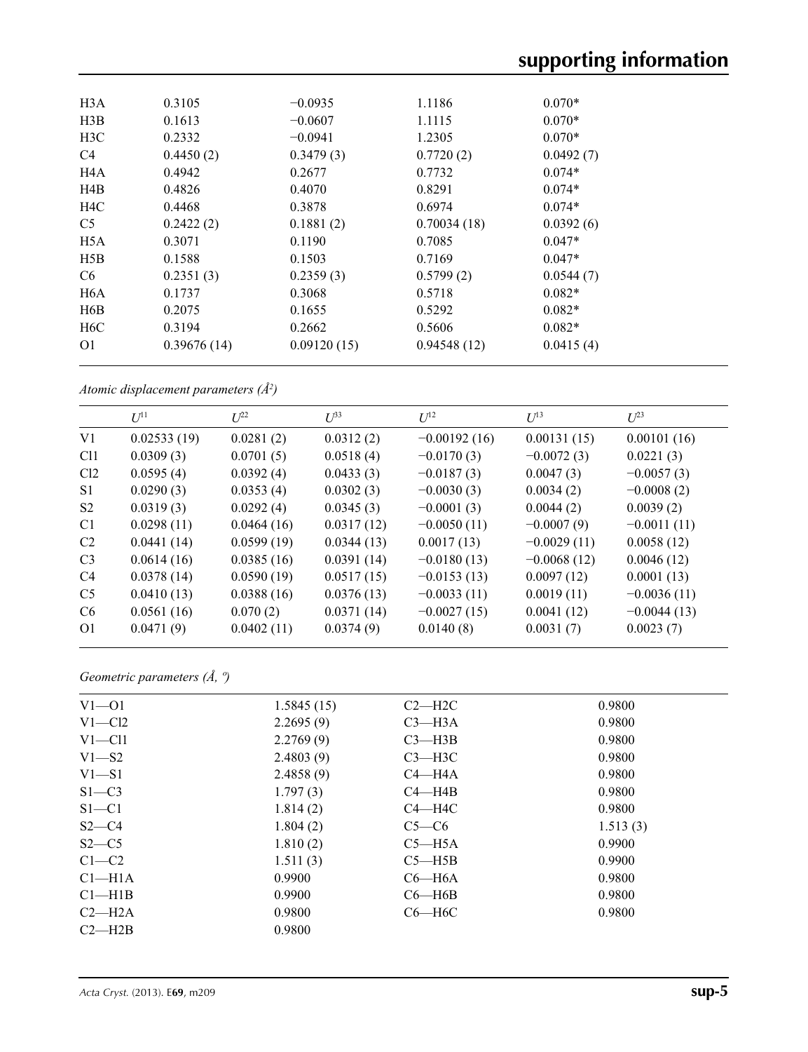| | | | | |
|---|---|---|---|---|
| H3A | 0.3105 | −0.0935 | 1.1186 | 0.070* |
| H3B | 0.1613 | −0.0607 | 1.1115 | 0.070* |
| H3C | 0.2332 | −0.0941 | 1.2305 | 0.070* |
| C4 | 0.4450 (2) | 0.3479 (3) | 0.7720 (2) | 0.0492 (7) |
| H4A | 0.4942 | 0.2677 | 0.7732 | 0.074* |
| H4B | 0.4826 | 0.4070 | 0.8291 | 0.074* |
| H4C | 0.4468 | 0.3878 | 0.6974 | 0.074* |
| C5 | 0.2422 (2) | 0.1881 (2) | 0.70034 (18) | 0.0392 (6) |
| H5A | 0.3071 | 0.1190 | 0.7085 | 0.047* |
| H5B | 0.1588 | 0.1503 | 0.7169 | 0.047* |
| C6 | 0.2351 (3) | 0.2359 (3) | 0.5799 (2) | 0.0544 (7) |
| H6A | 0.1737 | 0.3068 | 0.5718 | 0.082* |
| H6B | 0.2075 | 0.1655 | 0.5292 | 0.082* |
| H6C | 0.3194 | 0.2662 | 0.5606 | 0.082* |
| O1 | 0.39676 (14) | 0.09120 (15) | 0.94548 (12) | 0.0415 (4) |

*Atomic displacement parameters (Å$^2$)*

| | $U^{11}$ | $U^{22}$ | $U^{33}$ | $U^{12}$ | $U^{13}$ | $U^{23}$ |
|---|---|---|---|---|---|---|
| V1 | 0.02533 (19) | 0.0281 (2) | 0.0312 (2) | −0.00192 (16) | 0.00131 (15) | 0.00101 (16) |
| Cl1 | 0.0309 (3) | 0.0701 (5) | 0.0518 (4) | −0.0170 (3) | −0.0072 (3) | 0.0221 (3) |
| Cl2 | 0.0595 (4) | 0.0392 (4) | 0.0433 (3) | −0.0187 (3) | 0.0047 (3) | −0.0057 (3) |
| S1 | 0.0290 (3) | 0.0353 (4) | 0.0302 (3) | −0.0030 (3) | 0.0034 (2) | −0.0008 (2) |
| S2 | 0.0319 (3) | 0.0292 (4) | 0.0345 (3) | −0.0001 (3) | 0.0044 (2) | 0.0039 (2) |
| C1 | 0.0298 (11) | 0.0464 (16) | 0.0317 (12) | −0.0050 (11) | −0.0007 (9) | −0.0011 (11) |
| C2 | 0.0441 (14) | 0.0599 (19) | 0.0344 (13) | 0.0017 (13) | −0.0029 (11) | 0.0058 (12) |
| C3 | 0.0614 (16) | 0.0385 (16) | 0.0391 (14) | −0.0180 (13) | −0.0068 (12) | 0.0046 (12) |
| C4 | 0.0378 (14) | 0.0590 (19) | 0.0517 (15) | −0.0153 (13) | 0.0097 (12) | 0.0001 (13) |
| C5 | 0.0410 (13) | 0.0388 (16) | 0.0376 (13) | −0.0033 (11) | 0.0019 (11) | −0.0036 (11) |
| C6 | 0.0561 (16) | 0.070 (2) | 0.0371 (14) | −0.0027 (15) | 0.0041 (12) | −0.0044 (13) |
| O1 | 0.0471 (9) | 0.0402 (11) | 0.0374 (9) | 0.0140 (8) | 0.0031 (7) | 0.0023 (7) |

*Geometric parameters (Å, º)*

| | | | |
|---|---|---|---|
| V1—O1 | 1.5845 (15) | C2—H2C | 0.9800 |
| V1—Cl2 | 2.2695 (9) | C3—H3A | 0.9800 |
| V1—Cl1 | 2.2769 (9) | C3—H3B | 0.9800 |
| V1—S2 | 2.4803 (9) | C3—H3C | 0.9800 |
| V1—S1 | 2.4858 (9) | C4—H4A | 0.9800 |
| S1—C3 | 1.797 (3) | C4—H4B | 0.9800 |
| S1—C1 | 1.814 (2) | C4—H4C | 0.9800 |
| S2—C4 | 1.804 (2) | C5—C6 | 1.513 (3) |
| S2—C5 | 1.810 (2) | C5—H5A | 0.9900 |
| C1—C2 | 1.511 (3) | C5—H5B | 0.9900 |
| C1—H1A | 0.9900 | C6—H6A | 0.9800 |
| C1—H1B | 0.9900 | C6—H6B | 0.9800 |
| C2—H2A | 0.9800 | C6—H6C | 0.9800 |
| C2—H2B | 0.9800 | | |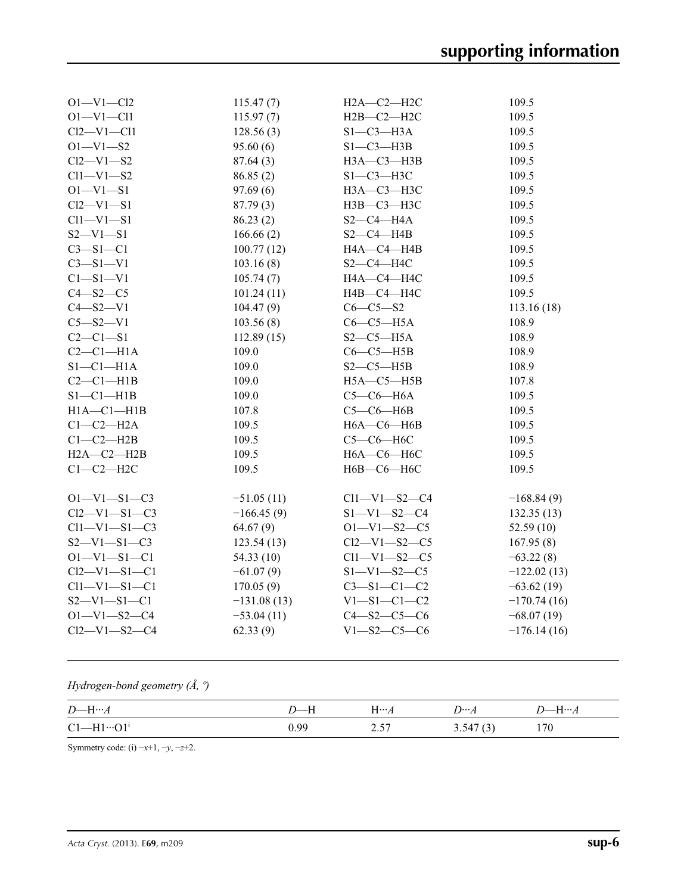| | | | |
|---|---|---|---|
| O1—V1—Cl2 | 115.47 (7) | H2A—C2—H2C | 109.5 |
| O1—V1—Cl1 | 115.97 (7) | H2B—C2—H2C | 109.5 |
| Cl2—V1—Cl1 | 128.56 (3) | S1—C3—H3A | 109.5 |
| O1—V1—S2 | 95.60 (6) | S1—C3—H3B | 109.5 |
| Cl2—V1—S2 | 87.64 (3) | H3A—C3—H3B | 109.5 |
| Cl1—V1—S2 | 86.85 (2) | S1—C3—H3C | 109.5 |
| O1—V1—S1 | 97.69 (6) | H3A—C3—H3C | 109.5 |
| Cl2—V1—S1 | 87.79 (3) | H3B—C3—H3C | 109.5 |
| Cl1—V1—S1 | 86.23 (2) | S2—C4—H4A | 109.5 |
| S2—V1—S1 | 166.66 (2) | S2—C4—H4B | 109.5 |
| C3—S1—C1 | 100.77 (12) | H4A—C4—H4B | 109.5 |
| C3—S1—V1 | 103.16 (8) | S2—C4—H4C | 109.5 |
| C1—S1—V1 | 105.74 (7) | H4A—C4—H4C | 109.5 |
| C4—S2—C5 | 101.24 (11) | H4B—C4—H4C | 109.5 |
| C4—S2—V1 | 104.47 (9) | C6—C5—S2 | 113.16 (18) |
| C5—S2—V1 | 103.56 (8) | C6—C5—H5A | 108.9 |
| C2—C1—S1 | 112.89 (15) | S2—C5—H5A | 108.9 |
| C2—C1—H1A | 109.0 | C6—C5—H5B | 108.9 |
| S1—C1—H1A | 109.0 | S2—C5—H5B | 108.9 |
| C2—C1—H1B | 109.0 | H5A—C5—H5B | 107.8 |
| S1—C1—H1B | 109.0 | C5—C6—H6A | 109.5 |
| H1A—C1—H1B | 107.8 | C5—C6—H6B | 109.5 |
| C1—C2—H2A | 109.5 | H6A—C6—H6B | 109.5 |
| C1—C2—H2B | 109.5 | C5—C6—H6C | 109.5 |
| H2A—C2—H2B | 109.5 | H6A—C6—H6C | 109.5 |
| C1—C2—H2C | 109.5 | H6B—C6—H6C | 109.5 |

| | | | |
|---|---|---|---|
| O1—V1—S1—C3 | −51.05 (11) | Cl1—V1—S2—C4 | −168.84 (9) |
| Cl2—V1—S1—C3 | −166.45 (9) | S1—V1—S2—C4 | 132.35 (13) |
| Cl1—V1—S1—C3 | 64.67 (9) | O1—V1—S2—C5 | 52.59 (10) |
| S2—V1—S1—C3 | 123.54 (13) | Cl2—V1—S2—C5 | 167.95 (8) |
| O1—V1—S1—C1 | 54.33 (10) | Cl1—V1—S2—C5 | −63.22 (8) |
| Cl2—V1—S1—C1 | −61.07 (9) | S1—V1—S2—C5 | −122.02 (13) |
| Cl1—V1—S1—C1 | 170.05 (9) | C3—S1—C1—C2 | −63.62 (19) |
| S2—V1—S1—C1 | −131.08 (13) | V1—S1—C1—C2 | −170.74 (16) |
| O1—V1—S2—C4 | −53.04 (11) | C4—S2—C5—C6 | −68.07 (19) |
| Cl2—V1—S2—C4 | 62.33 (9) | V1—S2—C5—C6 | −176.14 (16) |

*Hydrogen-bond geometry (Å, º)*

| *D*—H···*A* | *D*—H | H···*A* | *D*···*A* | *D*—H···*A* |
|---|---|---|---|---|
| C1—H1···O1[i] | 0.99 | 2.57 | 3.547 (3) | 170 |

Symmetry code: (i) −*x*+1, −*y*, −*z*+2.